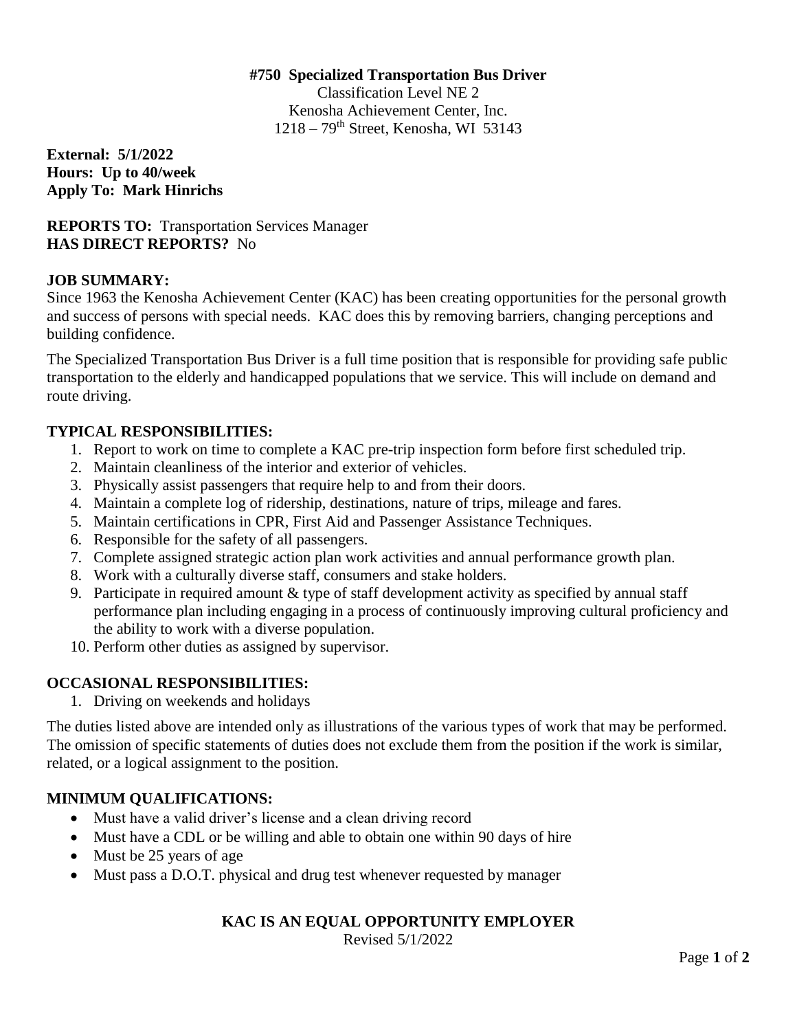# #750 Specialized Transportation Bus Driver

Classification Level NE 2
Kenosha Achievement Center, Inc.
1218 – 79th Street, Kenosha, WI 53143

**External: 5/1/2022**
**Hours: Up to 40/week**
**Apply To: Mark Hinrichs**

**REPORTS TO:** Transportation Services Manager
**HAS DIRECT REPORTS?** No

## JOB SUMMARY:

Since 1963 the Kenosha Achievement Center (KAC) has been creating opportunities for the personal growth and success of persons with special needs. KAC does this by removing barriers, changing perceptions and building confidence.

The Specialized Transportation Bus Driver is a full time position that is responsible for providing safe public transportation to the elderly and handicapped populations that we service. This will include on demand and route driving.

## TYPICAL RESPONSIBILITIES:

1. Report to work on time to complete a KAC pre-trip inspection form before first scheduled trip.
2. Maintain cleanliness of the interior and exterior of vehicles.
3. Physically assist passengers that require help to and from their doors.
4. Maintain a complete log of ridership, destinations, nature of trips, mileage and fares.
5. Maintain certifications in CPR, First Aid and Passenger Assistance Techniques.
6. Responsible for the safety of all passengers.
7. Complete assigned strategic action plan work activities and annual performance growth plan.
8. Work with a culturally diverse staff, consumers and stake holders.
9. Participate in required amount & type of staff development activity as specified by annual staff performance plan including engaging in a process of continuously improving cultural proficiency and the ability to work with a diverse population.
10. Perform other duties as assigned by supervisor.

## OCCASIONAL RESPONSIBILITIES:

1. Driving on weekends and holidays

The duties listed above are intended only as illustrations of the various types of work that may be performed. The omission of specific statements of duties does not exclude them from the position if the work is similar, related, or a logical assignment to the position.

## MINIMUM QUALIFICATIONS:

- Must have a valid driver's license and a clean driving record
- Must have a CDL or be willing and able to obtain one within 90 days of hire
- Must be 25 years of age
- Must pass a D.O.T. physical and drug test whenever requested by manager

**KAC IS AN EQUAL OPPORTUNITY EMPLOYER**

Revised 5/1/2022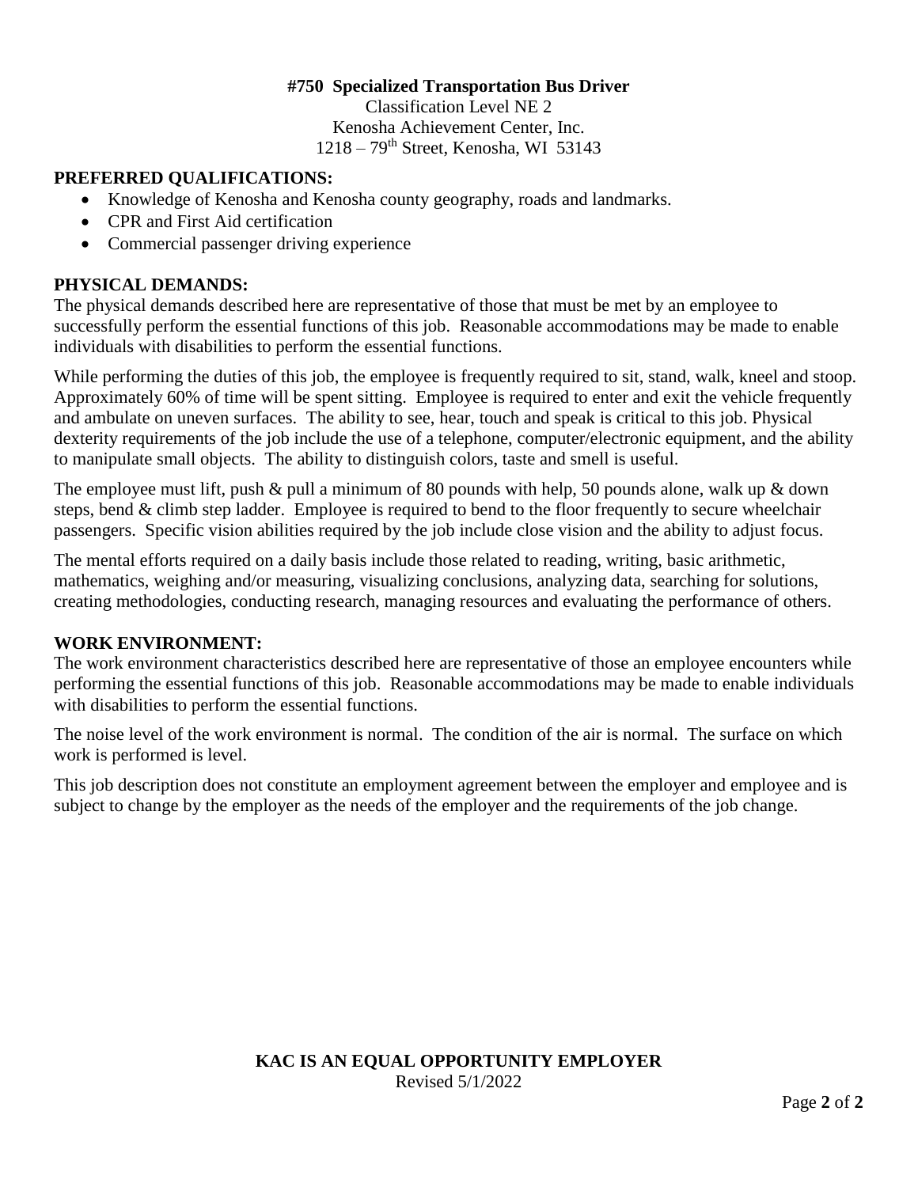**#750 Specialized Transportation Bus Driver**

Classification Level NE 2

Kenosha Achievement Center, Inc.

1218 – 79th Street, Kenosha, WI 53143

## PREFERRED QUALIFICATIONS:

- Knowledge of Kenosha and Kenosha county geography, roads and landmarks.
- CPR and First Aid certification
- Commercial passenger driving experience

## PHYSICAL DEMANDS:

The physical demands described here are representative of those that must be met by an employee to successfully perform the essential functions of this job. Reasonable accommodations may be made to enable individuals with disabilities to perform the essential functions.

While performing the duties of this job, the employee is frequently required to sit, stand, walk, kneel and stoop. Approximately 60% of time will be spent sitting. Employee is required to enter and exit the vehicle frequently and ambulate on uneven surfaces. The ability to see, hear, touch and speak is critical to this job. Physical dexterity requirements of the job include the use of a telephone, computer/electronic equipment, and the ability to manipulate small objects. The ability to distinguish colors, taste and smell is useful.

The employee must lift, push & pull a minimum of 80 pounds with help, 50 pounds alone, walk up & down steps, bend & climb step ladder. Employee is required to bend to the floor frequently to secure wheelchair passengers. Specific vision abilities required by the job include close vision and the ability to adjust focus.

The mental efforts required on a daily basis include those related to reading, writing, basic arithmetic, mathematics, weighing and/or measuring, visualizing conclusions, analyzing data, searching for solutions, creating methodologies, conducting research, managing resources and evaluating the performance of others.

## WORK ENVIRONMENT:

The work environment characteristics described here are representative of those an employee encounters while performing the essential functions of this job. Reasonable accommodations may be made to enable individuals with disabilities to perform the essential functions.

The noise level of the work environment is normal. The condition of the air is normal. The surface on which work is performed is level.

This job description does not constitute an employment agreement between the employer and employee and is subject to change by the employer as the needs of the employer and the requirements of the job change.

**KAC IS AN EQUAL OPPORTUNITY EMPLOYER**

Revised 5/1/2022